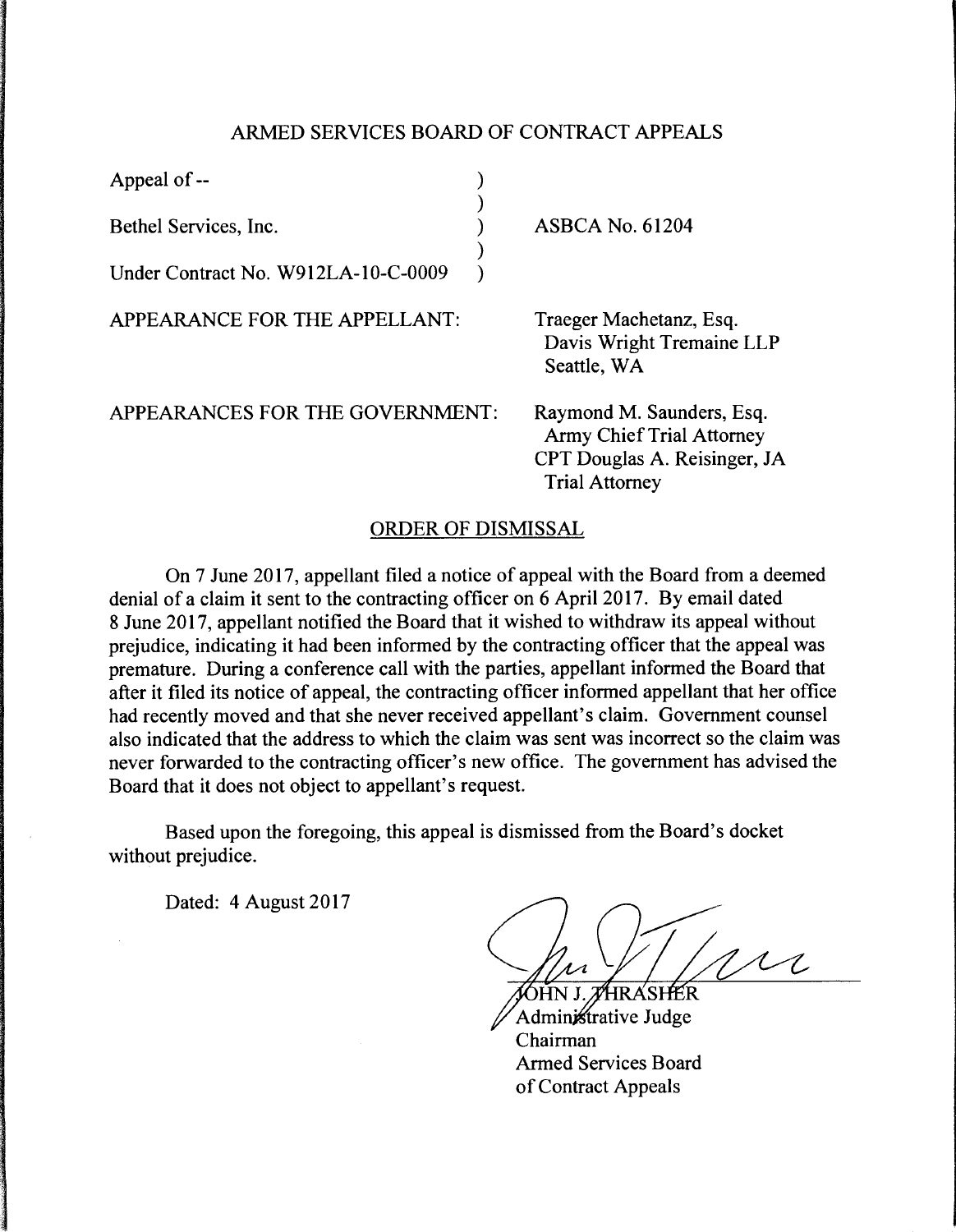## ARMED SERVICES BOARD OF CONTRACT APPEALS

| | |
|---|---|
| Appeal of -- Bethel Services, Inc. Under Contract No. W912LA-10-C-0009 | ASBCA No. 61204 |

APPEARANCE FOR THE APPELLANT: Traeger Machetanz, Esq.
Davis Wright Tremaine LLP
Seattle, WA

APPEARANCES FOR THE GOVERNMENT: Raymond M. Saunders, Esq.
Army Chief Trial Attorney
CPT Douglas A. Reisinger, JA
Trial Attorney

## ORDER OF DISMISSAL

On 7 June 2017, appellant filed a notice of appeal with the Board from a deemed denial of a claim it sent to the contracting officer on 6 April 2017. By email dated 8 June 2017, appellant notified the Board that it wished to withdraw its appeal without prejudice, indicating it had been informed by the contracting officer that the appeal was premature. During a conference call with the parties, appellant informed the Board that after it filed its notice of appeal, the contracting officer informed appellant that her office had recently moved and that she never received appellant's claim. Government counsel also indicated that the address to which the claim was sent was incorrect so the claim was never forwarded to the contracting officer's new office. The government has advised the Board that it does not object to appellant's request.

Based upon the foregoing, this appeal is dismissed from the Board's docket without prejudice.

Dated: 4 August 2017

JOHN J. THRASHER
Administrative Judge
Chairman
Armed Services Board
of Contract Appeals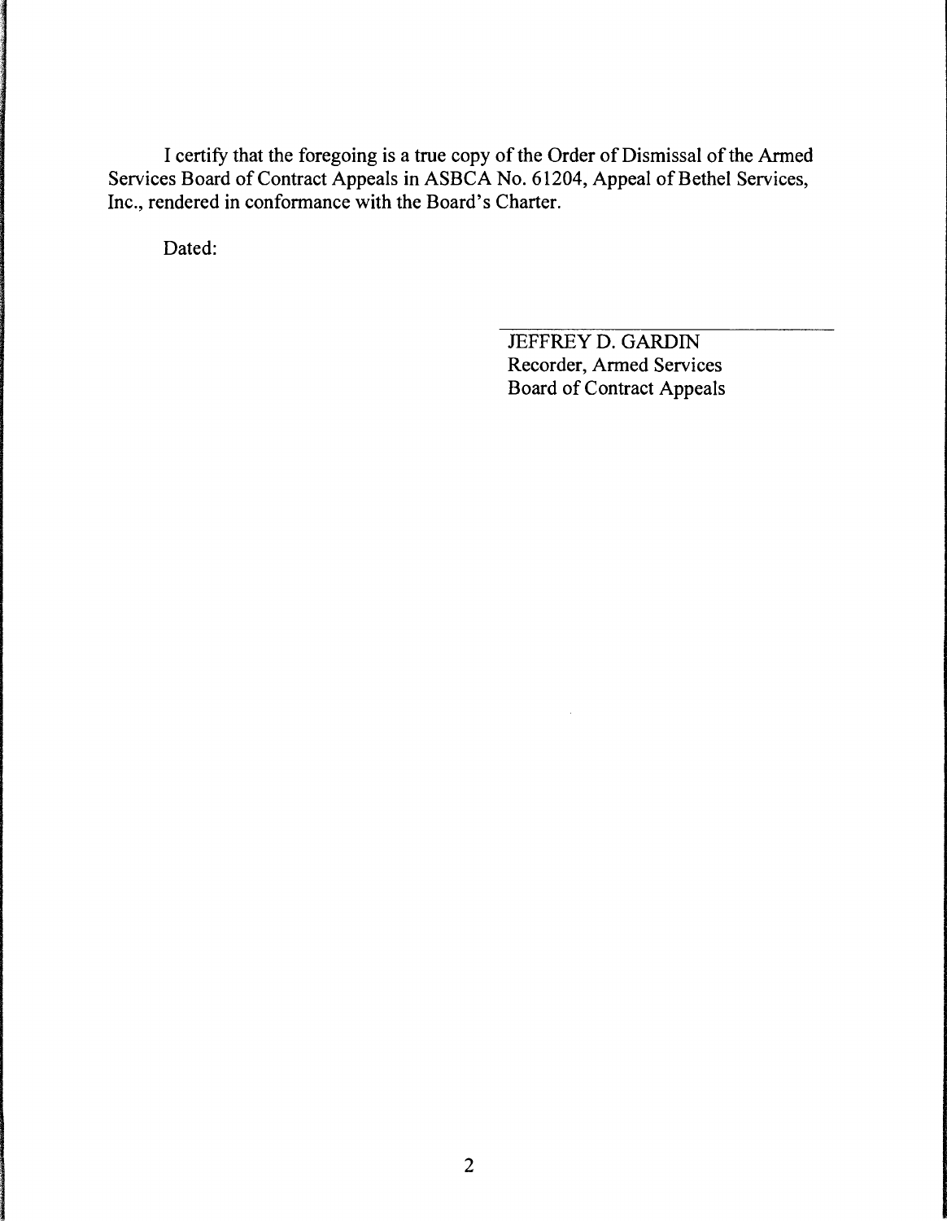I certify that the foregoing is a true copy of the Order of Dismissal of the Armed Services Board of Contract Appeals in ASBCA No. 61204, Appeal of Bethel Services, Inc., rendered in conformance with the Board's Charter.

Dated:

JEFFREY D. GARDIN  
Recorder, Armed Services  
Board of Contract Appeals